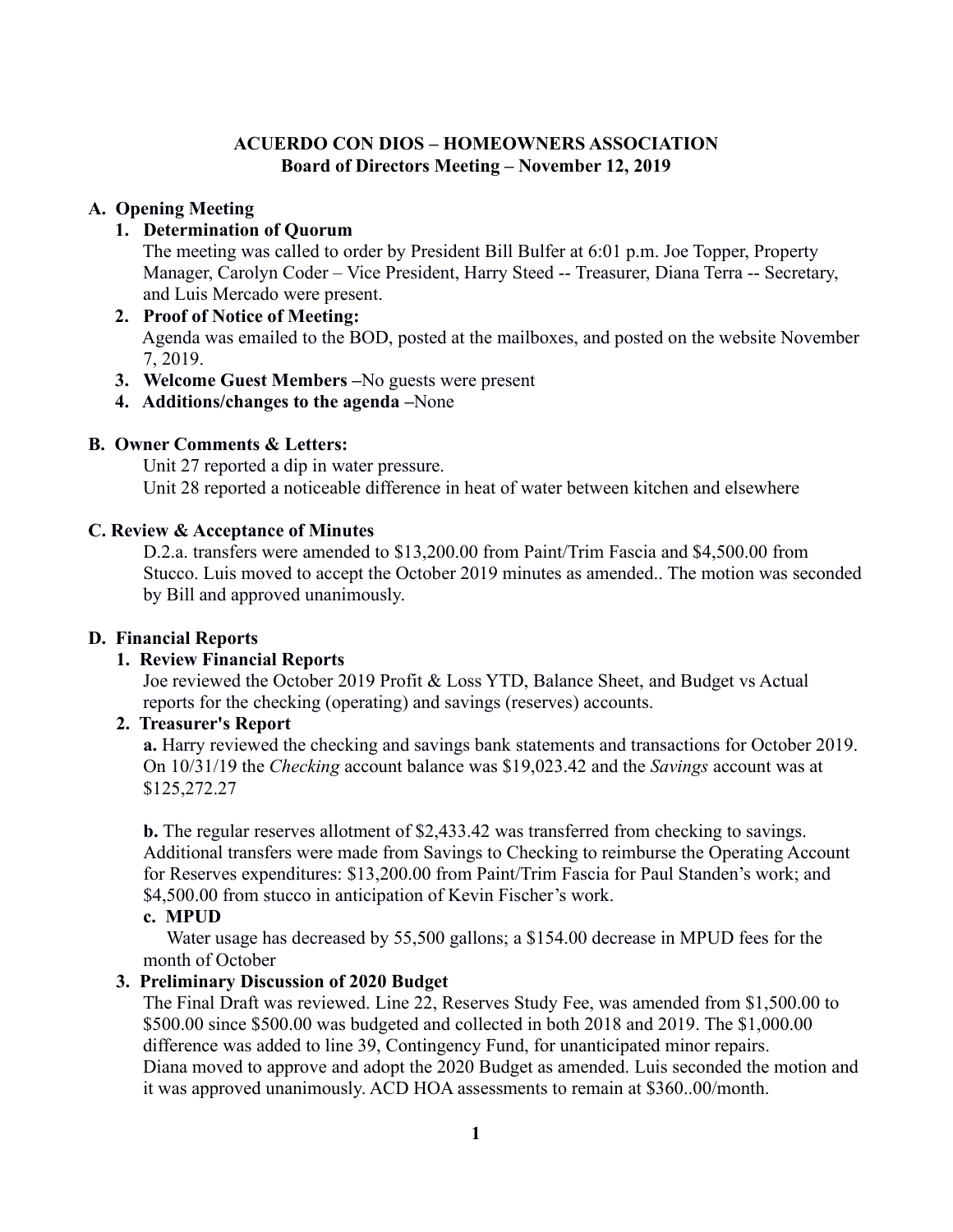# ACUERDO CON DIOS – HOMEOWNERS ASSOCIATION
## Board of Directors Meeting – November 12, 2019

### A. Opening Meeting

**1. Determination of Quorum**

The meeting was called to order by President Bill Bulfer at 6:01 p.m. Joe Topper, Property Manager, Carolyn Coder – Vice President, Harry Steed -- Treasurer, Diana Terra -- Secretary, and Luis Mercado were present.

**2. Proof of Notice of Meeting:**

Agenda was emailed to the BOD, posted at the mailboxes, and posted on the website November 7, 2019.

**3. Welcome Guest Members –**No guests were present

**4. Additions/changes to the agenda –**None

### B. Owner Comments & Letters:

Unit 27 reported a dip in water pressure.

Unit 28 reported a noticeable difference in heat of water between kitchen and elsewhere

### C. Review & Acceptance of Minutes

D.2.a. transfers were amended to $13,200.00 from Paint/Trim Fascia and $4,500.00 from Stucco. Luis moved to accept the October 2019 minutes as amended.. The motion was seconded by Bill and approved unanimously.

### D. Financial Reports

**1. Review Financial Reports**

Joe reviewed the October 2019 Profit & Loss YTD, Balance Sheet, and Budget vs Actual reports for the checking (operating) and savings (reserves) accounts.

**2. Treasurer's Report**

**a.** Harry reviewed the checking and savings bank statements and transactions for October 2019. On 10/31/19 the *Checking* account balance was $19,023.42 and the *Savings* account was at $125,272.27

**b.** The regular reserves allotment of $2,433.42 was transferred from checking to savings. Additional transfers were made from Savings to Checking to reimburse the Operating Account for Reserves expenditures: $13,200.00 from Paint/Trim Fascia for Paul Standen's work; and $4,500.00 from stucco in anticipation of Kevin Fischer's work.

**c. MPUD**

Water usage has decreased by 55,500 gallons; a $154.00 decrease in MPUD fees for the month of October

**3. Preliminary Discussion of 2020 Budget**

The Final Draft was reviewed. Line 22, Reserves Study Fee, was amended from $1,500.00 to $500.00 since $500.00 was budgeted and collected in both 2018 and 2019. The $1,000.00 difference was added to line 39, Contingency Fund, for unanticipated minor repairs. Diana moved to approve and adopt the 2020 Budget as amended. Luis seconded the motion and it was approved unanimously. ACD HOA assessments to remain at $360..00/month.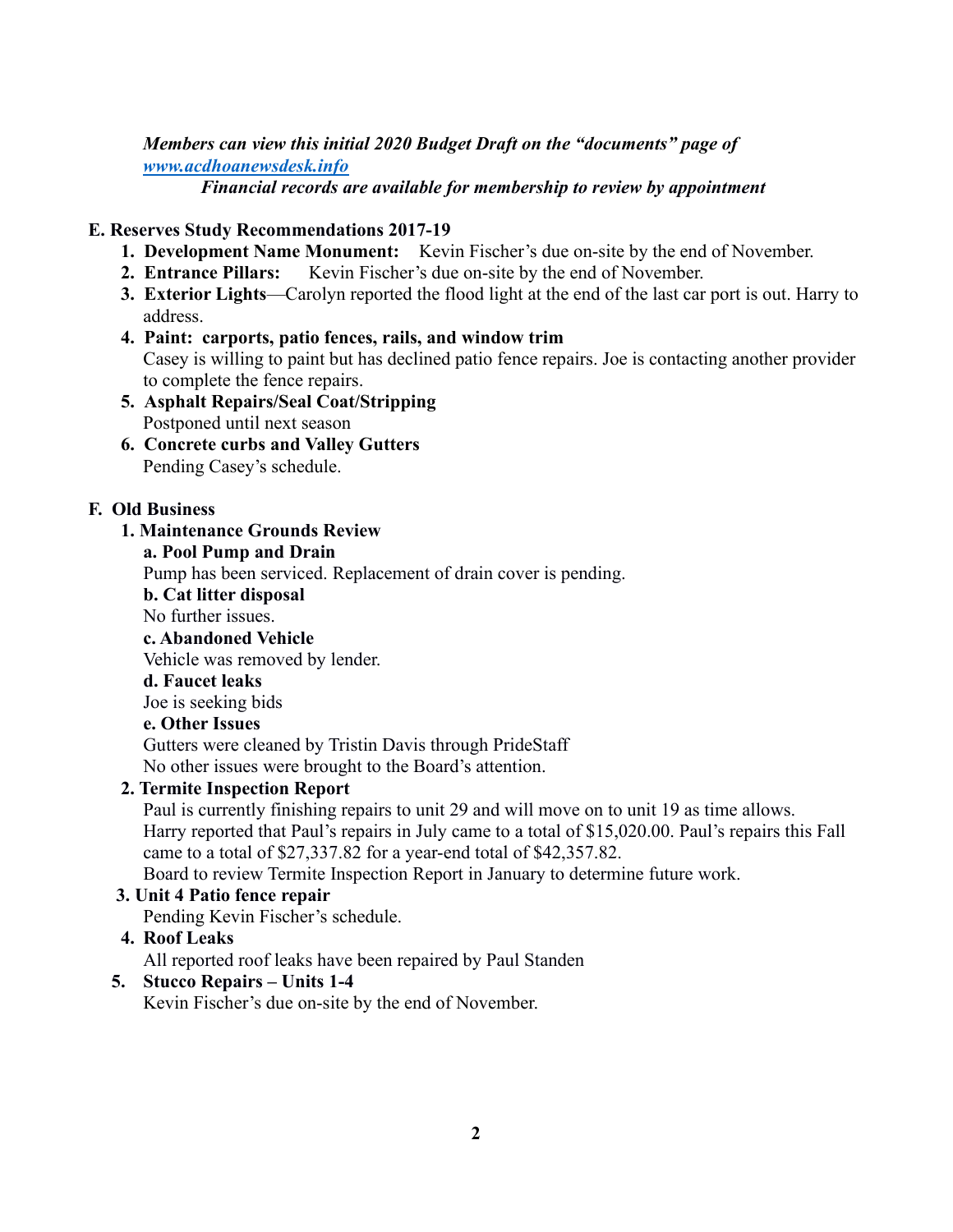***Members can view this initial 2020 Budget Draft on the "documents" page of [www.acdhoanewsdesk.info](www.acdhoanewsdesk.info)***

***Financial records are available for membership to review by appointment***

**E. Reserves Study Recommendations 2017-19**

1. **Development Name Monument:** Kevin Fischer's due on-site by the end of November.
2. **Entrance Pillars:** Kevin Fischer's due on-site by the end of November.
3. **Exterior Lights**—Carolyn reported the flood light at the end of the last car port is out. Harry to address.
4. **Paint: carports, patio fences, rails, and window trim**
   Casey is willing to paint but has declined patio fence repairs. Joe is contacting another provider to complete the fence repairs.
5. **Asphalt Repairs/Seal Coat/Stripping**
   Postponed until next season
6. **Concrete curbs and Valley Gutters**
   Pending Casey's schedule.

**F. Old Business**

1. **Maintenance Grounds Review**

   **a. Pool Pump and Drain**
   Pump has been serviced. Replacement of drain cover is pending.

   **b. Cat litter disposal**
   No further issues.

   **c. Abandoned Vehicle**
   Vehicle was removed by lender.

   **d. Faucet leaks**
   Joe is seeking bids

   **e. Other Issues**
   Gutters were cleaned by Tristin Davis through PrideStaff
   No other issues were brought to the Board's attention.

2. **Termite Inspection Report**
   Paul is currently finishing repairs to unit 29 and will move on to unit 19 as time allows.
   Harry reported that Paul's repairs in July came to a total of $15,020.00. Paul's repairs this Fall came to a total of $27,337.82 for a year-end total of $42,357.82.
   Board to review Termite Inspection Report in January to determine future work.

3. **Unit 4 Patio fence repair**
   Pending Kevin Fischer's schedule.

4. **Roof Leaks**
   All reported roof leaks have been repaired by Paul Standen

5. **Stucco Repairs – Units 1-4**
   Kevin Fischer's due on-site by the end of November.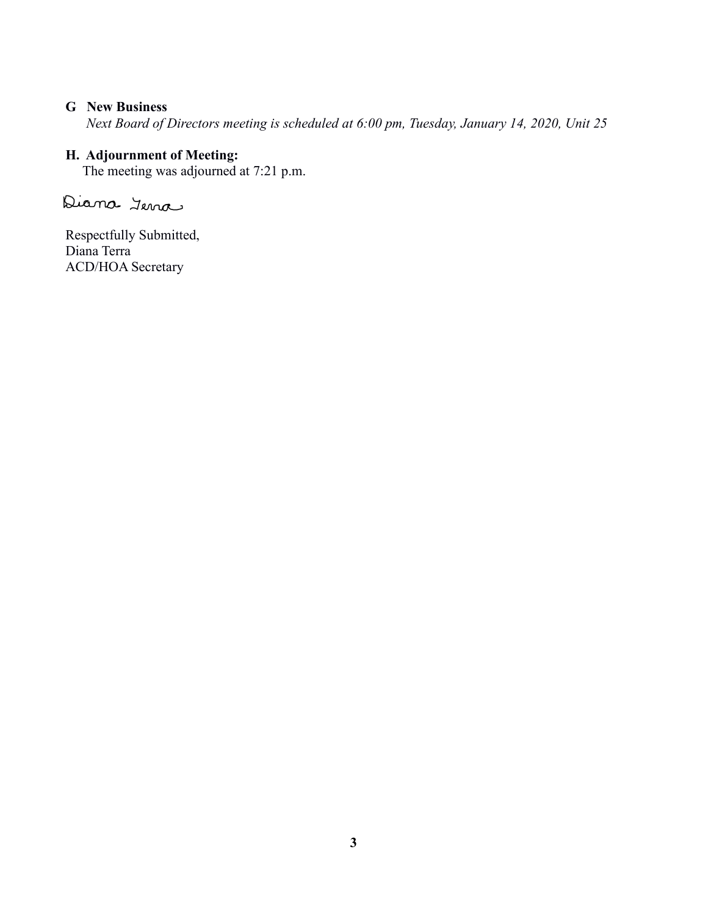**G New Business**

*Next Board of Directors meeting is scheduled at 6:00 pm, Tuesday, January 14, 2020, Unit 25*

**H. Adjournment of Meeting:**

The meeting was adjourned at 7:21 p.m.

Diana Terra

Respectfully Submitted,
Diana Terra
ACD/HOA Secretary